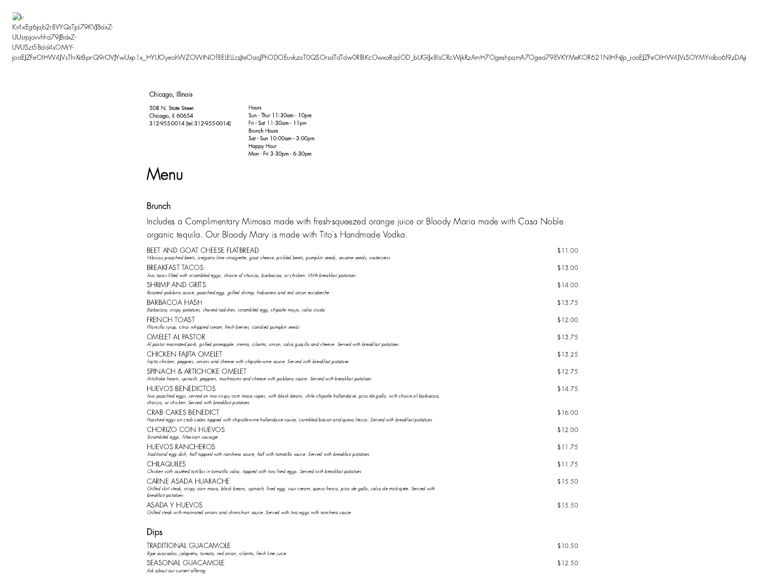Chicago, Illinois

508 N. State Street
Chicago, IL 60654
312-955-0014 (tel:312-955-0014)

Hours
Sun - Thur 11:30am - 10pm
Fri - Sat 11:30am - 11pm
Brunch Hours
Sat - Sun 10:00am - 3:00pm
Happy Hour
Mon - Fri 3:30pm - 6:30pm

# Menu

## Brunch

Includes a Complimentary Mimosa made with fresh-squeezed orange juice or Bloody Maria made with Casa Noble organic tequila. Our Bloody Mary is made with Tito's Handmade Vodka.

BEET AND GOAT CHEESE FLATBREAD — $11.00
*Hibiscus poached beets, oregano lime vinaigrette, goat cheese, pickled beets, pumpkin seeds, sesame seeds, watercress*

BREAKFAST TACOS — $13.00
*Two tacos filled with scrambled eggs, choice of chorizo, barbacoa, or chicken. With breakfast potatoes*

SHRIMP AND GRITS — $14.00
*Roasted poblano sauce, poached egg, grilled shrimp, habanero and red onion escabeche*

BARBACOA HASH — $13.75
*Barbacoa, crispy potatoes, shaved radishes, scrambled egg, chipotle mayo, salsa cruda*

FRENCH TOAST — $12.00
*Piloncillo syrup, citrus whipped cream, fresh berries, candied pumpkin seeds*

OMELET AL PASTOR — $13.75
*Al pastor marinated pork, grilled pineapple, crema, cilantro, onion, salsa guajillo and cheese. Served with breakfast potatoes*

CHICKEN FAJITA OMELET — $13.25
*Fajita chicken, peppers, onions and cheese with chipotle-wine sauce. Served with breakfast potatoes*

SPINACH & ARTICHOKE OMELET — $12.75
*Artichoke hearts, spinach, peppers, mushrooms and cheese with poblano sauce. Served with breakfast potatoes*

HUEVOS BENEDICTOS — $14.75
*Two poached eggs, served on two crispy corn masa sopes, with black beans, chile chipotle hollandaise, pico de gallo, with choice of barbacoa, chorizo, or chicken. Served with breakfast potatoes*

CRAB CAKES BENEDICT — $16.00
*Poached eggs on crab cakes topped with chipotle-wine hollandaise sauce, crumbled bacon and queso fresco. Served with breakfast potatoes*

CHORIZO CON HUEVOS — $12.00
*Scrambled eggs, Mexican sausage*

HUEVOS RANCHEROS — $11.75
*Traditional egg dish, half topped with ranchera sauce, half with tomatillo sauce. Served with breakfast potatoes*

CHILAQUILES — $11.75
*Chicken with sautéed tortillas in tomatillo salsa, topped with two fried eggs. Served with breakfast potatoes*

CARNE ASADA HUARACHE — $15.50
*Grilled skirt steak, crispy corn masa, black beans, spinach, fried egg, sour cream, queso fresco, pico de gallo, salsa de molcajete. Served with breakfast potatoes*

ASADA Y HUEVOS — $15.50
*Grilled steak with marinated onions and chimichurri sauce. Served with two eggs with ranchera sauce*

## Dips

TRADITIONAL GUACAMOLE — $10.50
*Ripe avocados, jalapeño, tomato, red onion, cilantro, fresh lime juice*

SEASONAL GUACAMOLE — $12.50
*Ask about our current offering*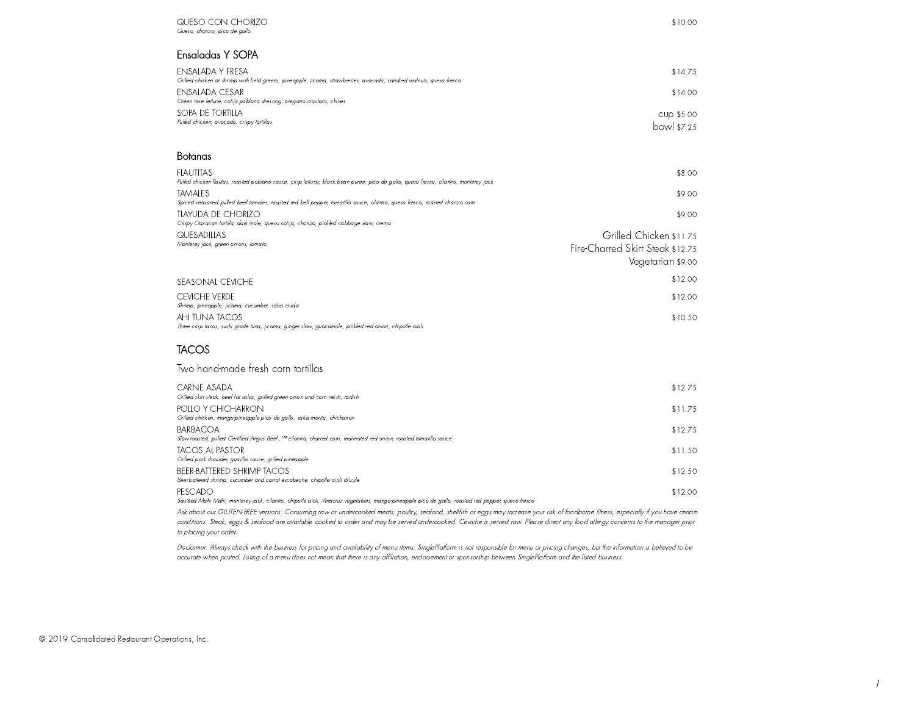QUESO CON CHORIZO — $10.00
*Queso, chorizo, pico de gallo*

## Ensaladas Y SOPA

ENSALADA Y FRESA — $14.75
*Grilled chicken or shrimp with field greens, pineapple, jicama, strawberries, avocado, candied walnuts, queso fresco*

ENSALADA CESAR — $14.00
*Green rose lettuce, cotija poblano dressing, oregano croutons, chives*

SOPA DE TORTILLA — cup $5.00 / bowl $7.25
*Pulled chicken, avocado, crispy tortillas*

## Botanas

FLAUTITAS — $8.00
*Pulled chicken flautas, roasted poblano sauce, crisp lettuce, black bean puree, pico de gallo, queso fresco, cilantro, monterey jack*

TAMALES — $9.00
*Spiced seasoned pulled beef tamales, roasted red bell pepper, tomatillo sauce, cilantro, queso fresco, roasted chorizo corn*

TLAYUDA DE CHORIZO — $9.00
*Crispy Oaxacan tortilla, dark mole, queso cotija, chorizo, pickled cabbage slaw, crema*

QUESADILLAS — Grilled Chicken $11.75 / Fire-Charred Skirt Steak $12.75 / Vegetarian $9.00
*Monterey jack, green onions, tomato*

SEASONAL CEVICHE — $12.00

CEVICHE VERDE — $12.00
*Shrimp, pineapple, jicama, cucumber, salsa cruda*

AHI TUNA TACOS — $10.50
*Three crisp tacos, sushi grade tuna, jicama, ginger slaw, guacamole, pickled red onion, chipotle aioli*

## TACOS

Two hand-made fresh corn tortillas

CARNE ASADA — $12.75
*Grilled skirt steak, beef fat salsa, grilled green onion and corn relish, radish*

POLLO Y CHICHARRON — $11.75
*Grilled chicken, mango-pineapple pico de gallo, salsa morita, chicharron*

BARBACOA — $12.75
*Slow-roasted, pulled Certified Angus Beef ,™ cilantro, charred corn, marinated red onion, roasted tomatillo sauce*

TACOS AL PASTOR — $11.50
*Grilled pork shoulder, guajillo sauce, grilled pineapple*

BEER-BATTERED SHRIMP TACOS — $12.50
*Beer-battered shrimp, cucumber and carrot escabeche, chipotle aioli drizzle*

PESCADO — $12.00
*Sautéed Mahi Mahi, monterey jack, cilantro, chipotle aioli, Veracruz vegetables, mango-pineapple pico de gallo, roasted red pepper, queso fresco*

*Ask about our GLUTEN-FREE versions. Consuming raw or undercooked meats, poultry, seafood, shellfish or eggs may increase your risk of foodborne illness, especially if you have certain conditions. Steak, eggs & seafood are available cooked to order and may be served undercooked. Ceviche is served raw. Please direct any food allergy concerns to the manager prior to placing your order.*

*Disclaimer: Always check with the business for pricing and availability of menu items. SinglePlatform is not responsible for menu or pricing changes, but the information is believed to be accurate when posted. Listing of a menu does not mean that there is any affiliation, endorsement or sponsorship between SinglePlatform and the listed business.*

© 2019 Consolidated Restaurant Operations, Inc.